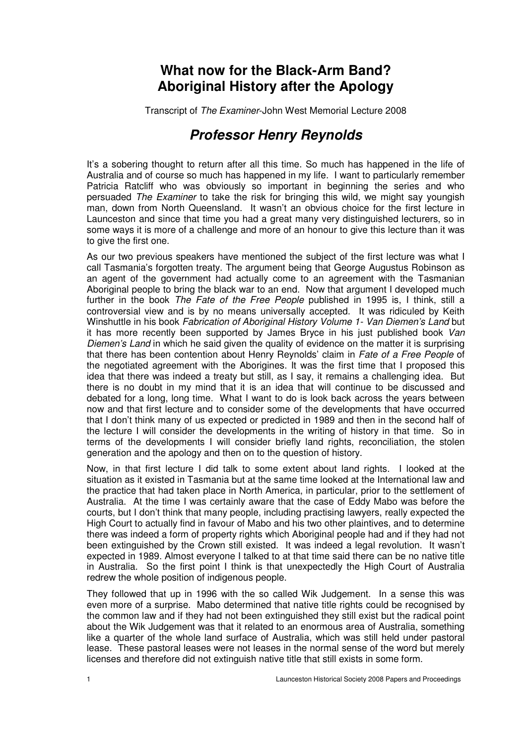# What now for the Black-Arm Band? Aboriginal History after the Apology

Transcript of *The Examiner*-John West Memorial Lecture 2008

## *Professor Henry Reynolds*

It's a sobering thought to return after all this time. So much has happened in the life of Australia and of course so much has happened in my life. I want to particularly remember Patricia Ratcliff who was obviously so important in beginning the series and who persuaded *The Examiner* to take the risk for bringing this wild, we might say youngish man, down from North Queensland. It wasn't an obvious choice for the first lecture in Launceston and since that time you had a great many very distinguished lecturers, so in some ways it is more of a challenge and more of an honour to give this lecture than it was to give the first one.

As our two previous speakers have mentioned the subject of the first lecture was what I call Tasmania's forgotten treaty. The argument being that George Augustus Robinson as an agent of the government had actually come to an agreement with the Tasmanian Aboriginal people to bring the black war to an end. Now that argument I developed much further in the book *The Fate of the Free People* published in 1995 is, I think, still a controversial view and is by no means universally accepted. It was ridiculed by Keith Winshuttle in his book *Fabrication of Aboriginal History Volume 1- Van Diemen's Land* but it has more recently been supported by James Bryce in his just published book *Van Diemen's Land* in which he said given the quality of evidence on the matter it is surprising that there has been contention about Henry Reynolds' claim in *Fate of a Free People* of the negotiated agreement with the Aborigines. It was the first time that I proposed this idea that there was indeed a treaty but still, as I say, it remains a challenging idea. But there is no doubt in my mind that it is an idea that will continue to be discussed and debated for a long, long time. What I want to do is look back across the years between now and that first lecture and to consider some of the developments that have occurred that I don't think many of us expected or predicted in 1989 and then in the second half of the lecture I will consider the developments in the writing of history in that time. So in terms of the developments I will consider briefly land rights, reconciliation, the stolen generation and the apology and then on to the question of history.

Now, in that first lecture I did talk to some extent about land rights. I looked at the situation as it existed in Tasmania but at the same time looked at the International law and the practice that had taken place in North America, in particular, prior to the settlement of Australia. At the time I was certainly aware that the case of Eddy Mabo was before the courts, but I don't think that many people, including practising lawyers, really expected the High Court to actually find in favour of Mabo and his two other plaintives, and to determine there was indeed a form of property rights which Aboriginal people had and if they had not been extinguished by the Crown still existed. It was indeed a legal revolution. It wasn't expected in 1989. Almost everyone I talked to at that time said there can be no native title in Australia. So the first point I think is that unexpectedly the High Court of Australia redrew the whole position of indigenous people.

They followed that up in 1996 with the so called Wik Judgement. In a sense this was even more of a surprise. Mabo determined that native title rights could be recognised by the common law and if they had not been extinguished they still exist but the radical point about the Wik Judgement was that it related to an enormous area of Australia, something like a quarter of the whole land surface of Australia, which was still held under pastoral lease. These pastoral leases were not leases in the normal sense of the word but merely licenses and therefore did not extinguish native title that still exists in some form.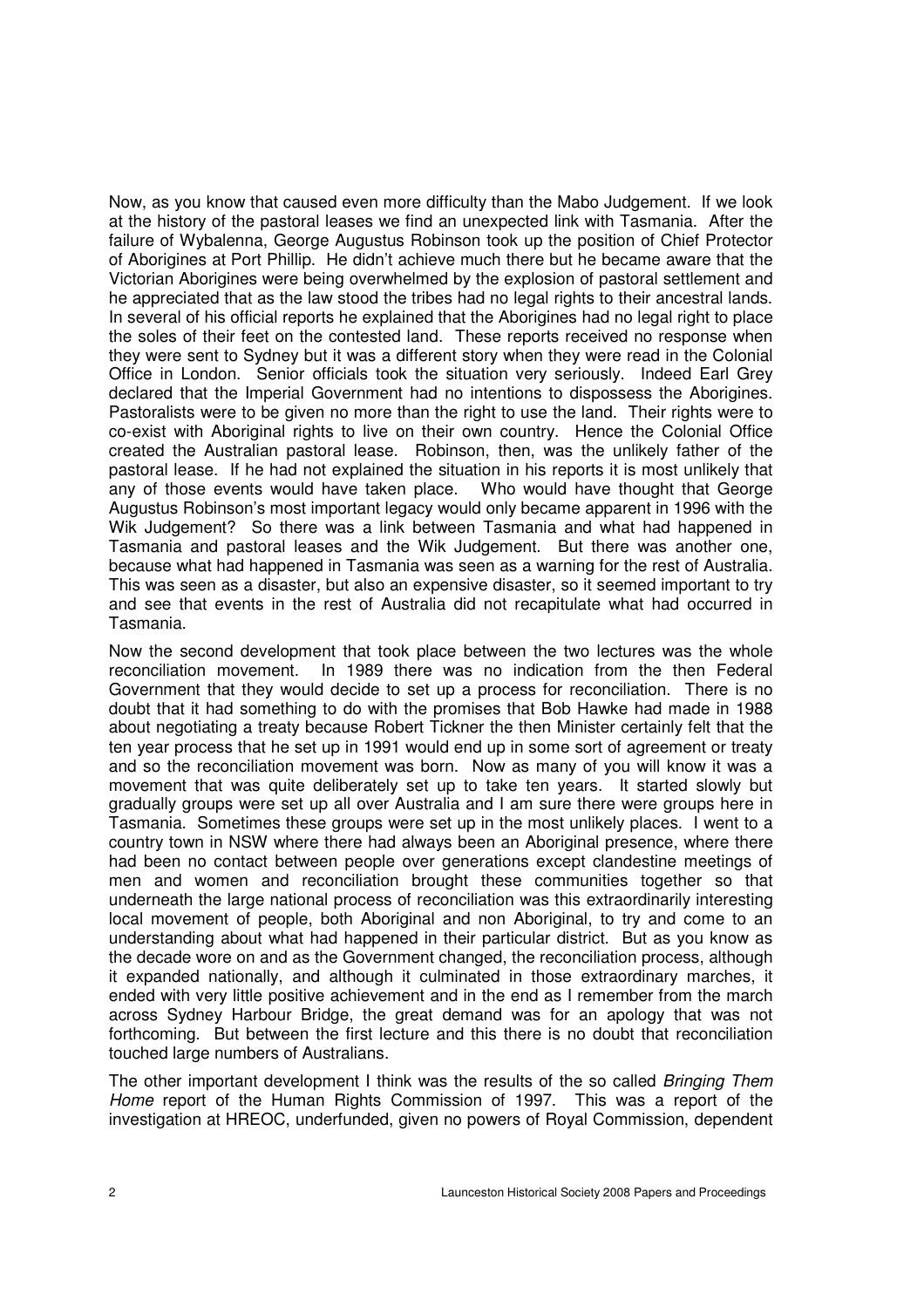Now, as you know that caused even more difficulty than the Mabo Judgement. If we look at the history of the pastoral leases we find an unexpected link with Tasmania. After the failure of Wybalenna, George Augustus Robinson took up the position of Chief Protector of Aborigines at Port Phillip. He didn't achieve much there but he became aware that the Victorian Aborigines were being overwhelmed by the explosion of pastoral settlement and he appreciated that as the law stood the tribes had no legal rights to their ancestral lands. In several of his official reports he explained that the Aborigines had no legal right to place the soles of their feet on the contested land. These reports received no response when they were sent to Sydney but it was a different story when they were read in the Colonial Office in London. Senior officials took the situation very seriously. Indeed Earl Grey declared that the Imperial Government had no intentions to dispossess the Aborigines. Pastoralists were to be given no more than the right to use the land. Their rights were to co-exist with Aboriginal rights to live on their own country. Hence the Colonial Office created the Australian pastoral lease. Robinson, then, was the unlikely father of the pastoral lease. If he had not explained the situation in his reports it is most unlikely that any of those events would have taken place. Who would have thought that George Augustus Robinson's most important legacy would only became apparent in 1996 with the Wik Judgement? So there was a link between Tasmania and what had happened in Tasmania and pastoral leases and the Wik Judgement. But there was another one, because what had happened in Tasmania was seen as a warning for the rest of Australia. This was seen as a disaster, but also an expensive disaster, so it seemed important to try and see that events in the rest of Australia did not recapitulate what had occurred in Tasmania.

Now the second development that took place between the two lectures was the whole reconciliation movement. In 1989 there was no indication from the then Federal Government that they would decide to set up a process for reconciliation. There is no doubt that it had something to do with the promises that Bob Hawke had made in 1988 about negotiating a treaty because Robert Tickner the then Minister certainly felt that the ten year process that he set up in 1991 would end up in some sort of agreement or treaty and so the reconciliation movement was born. Now as many of you will know it was a movement that was quite deliberately set up to take ten years. It started slowly but gradually groups were set up all over Australia and I am sure there were groups here in Tasmania. Sometimes these groups were set up in the most unlikely places. I went to a country town in NSW where there had always been an Aboriginal presence, where there had been no contact between people over generations except clandestine meetings of men and women and reconciliation brought these communities together so that underneath the large national process of reconciliation was this extraordinarily interesting local movement of people, both Aboriginal and non Aboriginal, to try and come to an understanding about what had happened in their particular district. But as you know as the decade wore on and as the Government changed, the reconciliation process, although it expanded nationally, and although it culminated in those extraordinary marches, it ended with very little positive achievement and in the end as I remember from the march across Sydney Harbour Bridge, the great demand was for an apology that was not forthcoming. But between the first lecture and this there is no doubt that reconciliation touched large numbers of Australians.

The other important development I think was the results of the so called *Bringing Them Home* report of the Human Rights Commission of 1997. This was a report of the investigation at HREOC, underfunded, given no powers of Royal Commission, dependent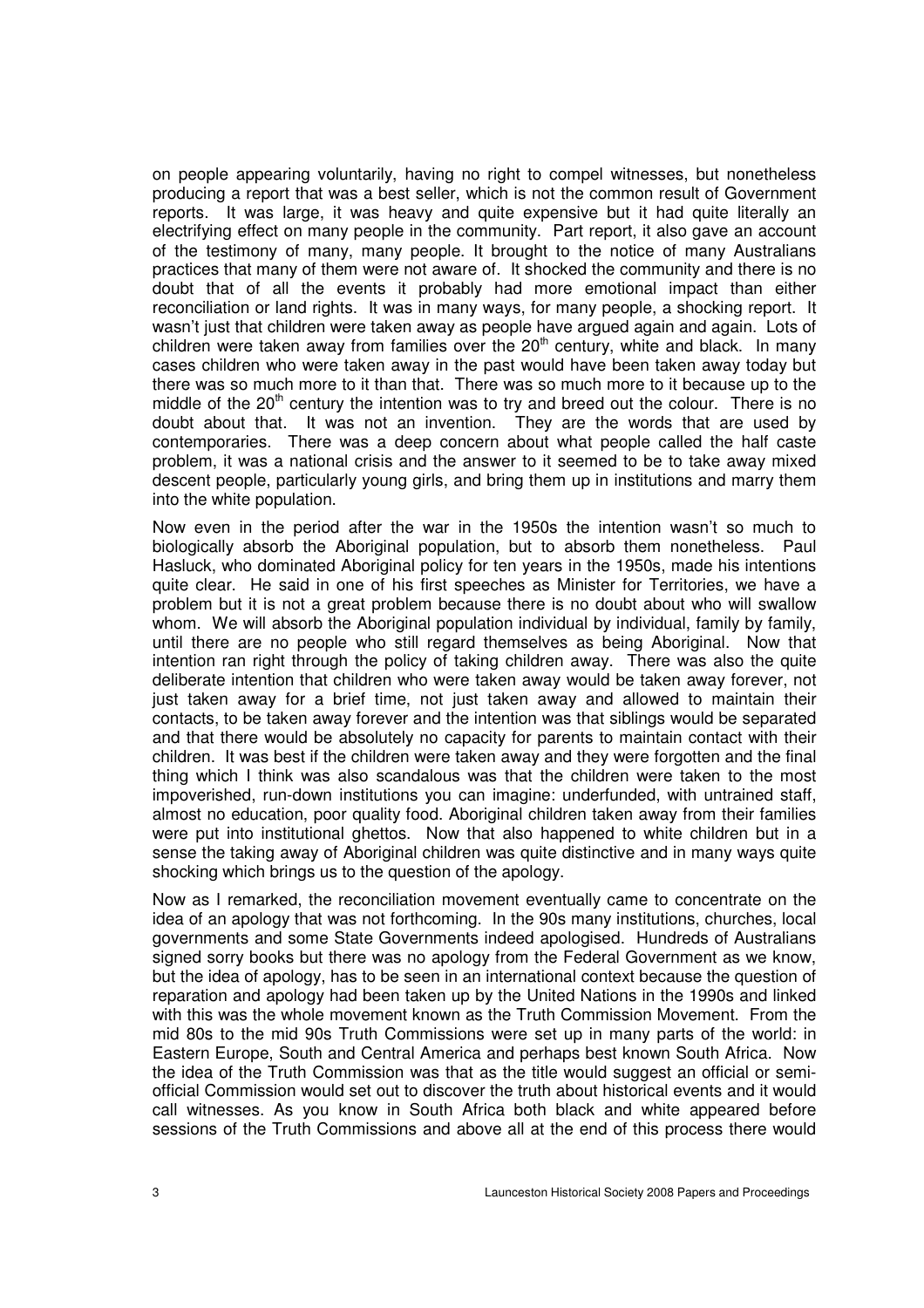on people appearing voluntarily, having no right to compel witnesses, but nonetheless producing a report that was a best seller, which is not the common result of Government reports. It was large, it was heavy and quite expensive but it had quite literally an electrifying effect on many people in the community. Part report, it also gave an account of the testimony of many, many people. It brought to the notice of many Australians practices that many of them were not aware of. It shocked the community and there is no doubt that of all the events it probably had more emotional impact than either reconciliation or land rights. It was in many ways, for many people, a shocking report. It wasn't just that children were taken away as people have argued again and again. Lots of children were taken away from families over the 20th century, white and black. In many cases children who were taken away in the past would have been taken away today but there was so much more to it than that. There was so much more to it because up to the middle of the 20th century the intention was to try and breed out the colour. There is no doubt about that. It was not an invention. They are the words that are used by contemporaries. There was a deep concern about what people called the half caste problem, it was a national crisis and the answer to it seemed to be to take away mixed descent people, particularly young girls, and bring them up in institutions and marry them into the white population.

Now even in the period after the war in the 1950s the intention wasn't so much to biologically absorb the Aboriginal population, but to absorb them nonetheless. Paul Hasluck, who dominated Aboriginal policy for ten years in the 1950s, made his intentions quite clear. He said in one of his first speeches as Minister for Territories, we have a problem but it is not a great problem because there is no doubt about who will swallow whom. We will absorb the Aboriginal population individual by individual, family by family, until there are no people who still regard themselves as being Aboriginal. Now that intention ran right through the policy of taking children away. There was also the quite deliberate intention that children who were taken away would be taken away forever, not just taken away for a brief time, not just taken away and allowed to maintain their contacts, to be taken away forever and the intention was that siblings would be separated and that there would be absolutely no capacity for parents to maintain contact with their children. It was best if the children were taken away and they were forgotten and the final thing which I think was also scandalous was that the children were taken to the most impoverished, run-down institutions you can imagine: underfunded, with untrained staff, almost no education, poor quality food. Aboriginal children taken away from their families were put into institutional ghettos. Now that also happened to white children but in a sense the taking away of Aboriginal children was quite distinctive and in many ways quite shocking which brings us to the question of the apology.

Now as I remarked, the reconciliation movement eventually came to concentrate on the idea of an apology that was not forthcoming. In the 90s many institutions, churches, local governments and some State Governments indeed apologised. Hundreds of Australians signed sorry books but there was no apology from the Federal Government as we know, but the idea of apology, has to be seen in an international context because the question of reparation and apology had been taken up by the United Nations in the 1990s and linked with this was the whole movement known as the Truth Commission Movement. From the mid 80s to the mid 90s Truth Commissions were set up in many parts of the world: in Eastern Europe, South and Central America and perhaps best known South Africa. Now the idea of the Truth Commission was that as the title would suggest an official or semi-official Commission would set out to discover the truth about historical events and it would call witnesses. As you know in South Africa both black and white appeared before sessions of the Truth Commissions and above all at the end of this process there would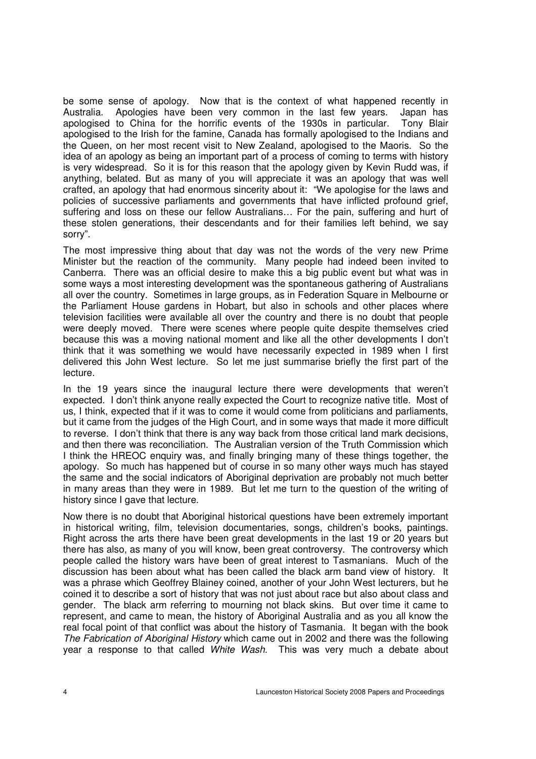be some sense of apology. Now that is the context of what happened recently in Australia. Apologies have been very common in the last few years. Japan has apologised to China for the horrific events of the 1930s in particular. Tony Blair apologised to the Irish for the famine, Canada has formally apologised to the Indians and the Queen, on her most recent visit to New Zealand, apologised to the Maoris. So the idea of an apology as being an important part of a process of coming to terms with history is very widespread. So it is for this reason that the apology given by Kevin Rudd was, if anything, belated. But as many of you will appreciate it was an apology that was well crafted, an apology that had enormous sincerity about it: "We apologise for the laws and policies of successive parliaments and governments that have inflicted profound grief, suffering and loss on these our fellow Australians… For the pain, suffering and hurt of these stolen generations, their descendants and for their families left behind, we say sorry".

The most impressive thing about that day was not the words of the very new Prime Minister but the reaction of the community. Many people had indeed been invited to Canberra. There was an official desire to make this a big public event but what was in some ways a most interesting development was the spontaneous gathering of Australians all over the country. Sometimes in large groups, as in Federation Square in Melbourne or the Parliament House gardens in Hobart, but also in schools and other places where television facilities were available all over the country and there is no doubt that people were deeply moved. There were scenes where people quite despite themselves cried because this was a moving national moment and like all the other developments I don't think that it was something we would have necessarily expected in 1989 when I first delivered this John West lecture. So let me just summarise briefly the first part of the lecture.

In the 19 years since the inaugural lecture there were developments that weren't expected. I don't think anyone really expected the Court to recognize native title. Most of us, I think, expected that if it was to come it would come from politicians and parliaments, but it came from the judges of the High Court, and in some ways that made it more difficult to reverse. I don't think that there is any way back from those critical land mark decisions, and then there was reconciliation. The Australian version of the Truth Commission which I think the HREOC enquiry was, and finally bringing many of these things together, the apology. So much has happened but of course in so many other ways much has stayed the same and the social indicators of Aboriginal deprivation are probably not much better in many areas than they were in 1989. But let me turn to the question of the writing of history since I gave that lecture.

Now there is no doubt that Aboriginal historical questions have been extremely important in historical writing, film, television documentaries, songs, children's books, paintings. Right across the arts there have been great developments in the last 19 or 20 years but there has also, as many of you will know, been great controversy. The controversy which people called the history wars have been of great interest to Tasmanians. Much of the discussion has been about what has been called the black arm band view of history. It was a phrase which Geoffrey Blainey coined, another of your John West lecturers, but he coined it to describe a sort of history that was not just about race but also about class and gender. The black arm referring to mourning not black skins. But over time it came to represent, and came to mean, the history of Aboriginal Australia and as you all know the real focal point of that conflict was about the history of Tasmania. It began with the book *The Fabrication of Aboriginal History* which came out in 2002 and there was the following year a response to that called *White Wash.* This was very much a debate about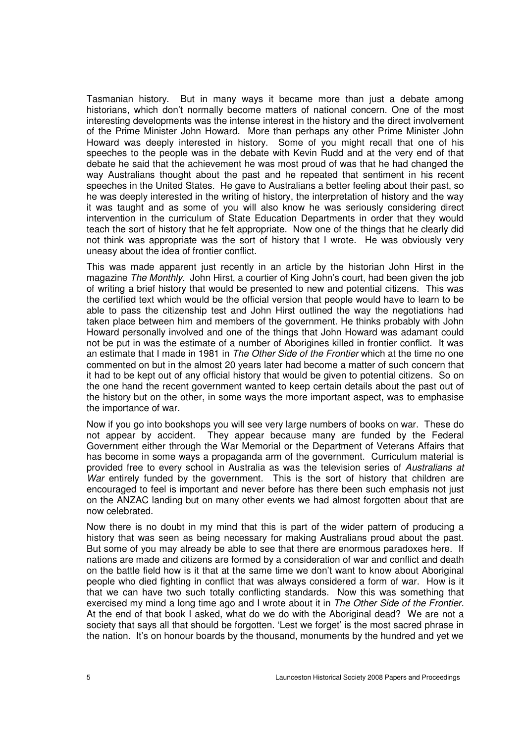Tasmanian history. But in many ways it became more than just a debate among historians, which don't normally become matters of national concern. One of the most interesting developments was the intense interest in the history and the direct involvement of the Prime Minister John Howard. More than perhaps any other Prime Minister John Howard was deeply interested in history. Some of you might recall that one of his speeches to the people was in the debate with Kevin Rudd and at the very end of that debate he said that the achievement he was most proud of was that he had changed the way Australians thought about the past and he repeated that sentiment in his recent speeches in the United States. He gave to Australians a better feeling about their past, so he was deeply interested in the writing of history, the interpretation of history and the way it was taught and as some of you will also know he was seriously considering direct intervention in the curriculum of State Education Departments in order that they would teach the sort of history that he felt appropriate. Now one of the things that he clearly did not think was appropriate was the sort of history that I wrote. He was obviously very uneasy about the idea of frontier conflict.

This was made apparent just recently in an article by the historian John Hirst in the magazine *The Monthly*. John Hirst, a courtier of King John's court, had been given the job of writing a brief history that would be presented to new and potential citizens. This was the certified text which would be the official version that people would have to learn to be able to pass the citizenship test and John Hirst outlined the way the negotiations had taken place between him and members of the government. He thinks probably with John Howard personally involved and one of the things that John Howard was adamant could not be put in was the estimate of a number of Aborigines killed in frontier conflict. It was an estimate that I made in 1981 in *The Other Side of the Frontier* which at the time no one commented on but in the almost 20 years later had become a matter of such concern that it had to be kept out of any official history that would be given to potential citizens. So on the one hand the recent government wanted to keep certain details about the past out of the history but on the other, in some ways the more important aspect, was to emphasise the importance of war.

Now if you go into bookshops you will see very large numbers of books on war. These do not appear by accident. They appear because many are funded by the Federal Government either through the War Memorial or the Department of Veterans Affairs that has become in some ways a propaganda arm of the government. Curriculum material is provided free to every school in Australia as was the television series of *Australians at War* entirely funded by the government. This is the sort of history that children are encouraged to feel is important and never before has there been such emphasis not just on the ANZAC landing but on many other events we had almost forgotten about that are now celebrated.

Now there is no doubt in my mind that this is part of the wider pattern of producing a history that was seen as being necessary for making Australians proud about the past. But some of you may already be able to see that there are enormous paradoxes here. If nations are made and citizens are formed by a consideration of war and conflict and death on the battle field how is it that at the same time we don't want to know about Aboriginal people who died fighting in conflict that was always considered a form of war. How is it that we can have two such totally conflicting standards. Now this was something that exercised my mind a long time ago and I wrote about it in *The Other Side of the Frontier.* At the end of that book I asked, what do we do with the Aboriginal dead? We are not a society that says all that should be forgotten. 'Lest we forget' is the most sacred phrase in the nation. It's on honour boards by the thousand, monuments by the hundred and yet we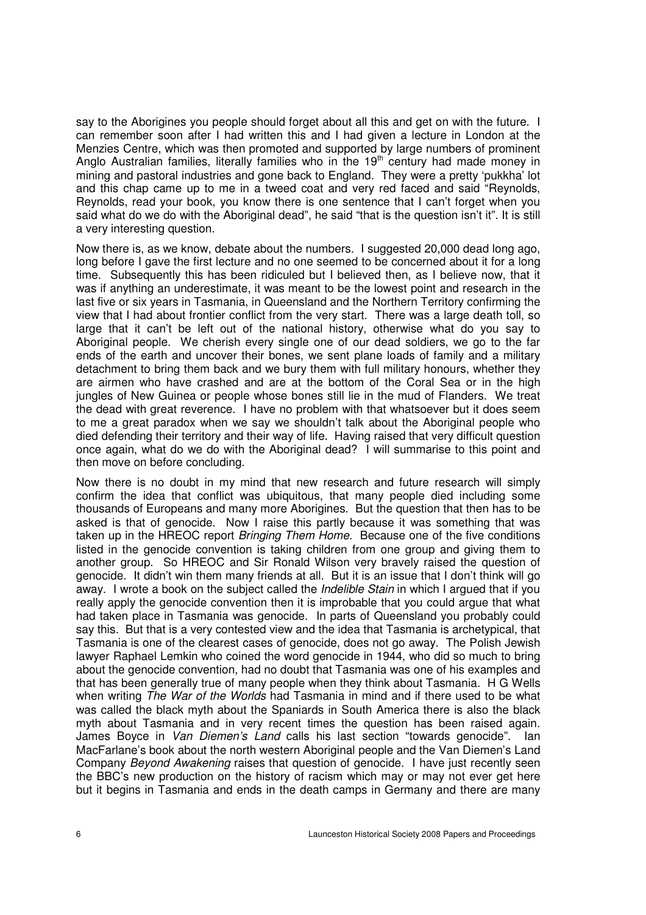say to the Aborigines you people should forget about all this and get on with the future. I can remember soon after I had written this and I had given a lecture in London at the Menzies Centre, which was then promoted and supported by large numbers of prominent Anglo Australian families, literally families who in the 19th century had made money in mining and pastoral industries and gone back to England. They were a pretty 'pukkha' lot and this chap came up to me in a tweed coat and very red faced and said "Reynolds, Reynolds, read your book, you know there is one sentence that I can't forget when you said what do we do with the Aboriginal dead", he said "that is the question isn't it". It is still a very interesting question.

Now there is, as we know, debate about the numbers. I suggested 20,000 dead long ago, long before I gave the first lecture and no one seemed to be concerned about it for a long time. Subsequently this has been ridiculed but I believed then, as I believe now, that it was if anything an underestimate, it was meant to be the lowest point and research in the last five or six years in Tasmania, in Queensland and the Northern Territory confirming the view that I had about frontier conflict from the very start. There was a large death toll, so large that it can't be left out of the national history, otherwise what do you say to Aboriginal people. We cherish every single one of our dead soldiers, we go to the far ends of the earth and uncover their bones, we sent plane loads of family and a military detachment to bring them back and we bury them with full military honours, whether they are airmen who have crashed and are at the bottom of the Coral Sea or in the high jungles of New Guinea or people whose bones still lie in the mud of Flanders. We treat the dead with great reverence. I have no problem with that whatsoever but it does seem to me a great paradox when we say we shouldn't talk about the Aboriginal people who died defending their territory and their way of life. Having raised that very difficult question once again, what do we do with the Aboriginal dead? I will summarise to this point and then move on before concluding.

Now there is no doubt in my mind that new research and future research will simply confirm the idea that conflict was ubiquitous, that many people died including some thousands of Europeans and many more Aborigines. But the question that then has to be asked is that of genocide. Now I raise this partly because it was something that was taken up in the HREOC report *Bringing Them Home*. Because one of the five conditions listed in the genocide convention is taking children from one group and giving them to another group. So HREOC and Sir Ronald Wilson very bravely raised the question of genocide. It didn't win them many friends at all. But it is an issue that I don't think will go away. I wrote a book on the subject called the *Indelible Stain* in which I argued that if you really apply the genocide convention then it is improbable that you could argue that what had taken place in Tasmania was genocide. In parts of Queensland you probably could say this. But that is a very contested view and the idea that Tasmania is archetypical, that Tasmania is one of the clearest cases of genocide, does not go away. The Polish Jewish lawyer Raphael Lemkin who coined the word genocide in 1944, who did so much to bring about the genocide convention, had no doubt that Tasmania was one of his examples and that has been generally true of many people when they think about Tasmania. H G Wells when writing *The War of the Worlds* had Tasmania in mind and if there used to be what was called the black myth about the Spaniards in South America there is also the black myth about Tasmania and in very recent times the question has been raised again. James Boyce in *Van Diemen's Land* calls his last section "towards genocide". Ian MacFarlane's book about the north western Aboriginal people and the Van Diemen's Land Company *Beyond Awakening* raises that question of genocide. I have just recently seen the BBC's new production on the history of racism which may or may not ever get here but it begins in Tasmania and ends in the death camps in Germany and there are many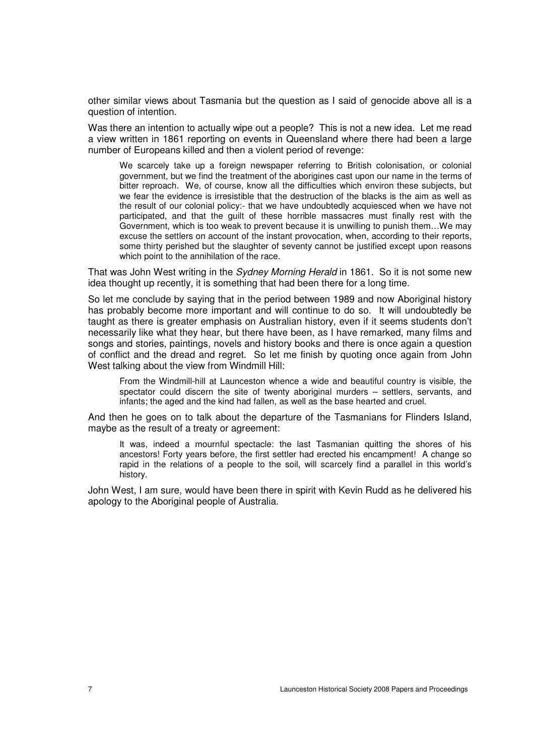other similar views about Tasmania but the question as I said of genocide above all is a question of intention.

Was there an intention to actually wipe out a people? This is not a new idea. Let me read a view written in 1861 reporting on events in Queensland where there had been a large number of Europeans killed and then a violent period of revenge:

> We scarcely take up a foreign newspaper referring to British colonisation, or colonial government, but we find the treatment of the aborigines cast upon our name in the terms of bitter reproach. We, of course, know all the difficulties which environ these subjects, but we fear the evidence is irresistible that the destruction of the blacks is the aim as well as the result of our colonial policy:- that we have undoubtedly acquiesced when we have not participated, and that the guilt of these horrible massacres must finally rest with the Government, which is too weak to prevent because it is unwilling to punish them…We may excuse the settlers on account of the instant provocation, when, according to their reports, some thirty perished but the slaughter of seventy cannot be justified except upon reasons which point to the annihilation of the race.

That was John West writing in the *Sydney Morning Herald* in 1861. So it is not some new idea thought up recently, it is something that had been there for a long time.

So let me conclude by saying that in the period between 1989 and now Aboriginal history has probably become more important and will continue to do so. It will undoubtedly be taught as there is greater emphasis on Australian history, even if it seems students don't necessarily like what they hear, but there have been, as I have remarked, many films and songs and stories, paintings, novels and history books and there is once again a question of conflict and the dread and regret. So let me finish by quoting once again from John West talking about the view from Windmill Hill:

> From the Windmill-hill at Launceston whence a wide and beautiful country is visible, the spectator could discern the site of twenty aboriginal murders – settlers, servants, and infants; the aged and the kind had fallen, as well as the base hearted and cruel.

And then he goes on to talk about the departure of the Tasmanians for Flinders Island, maybe as the result of a treaty or agreement:

> It was, indeed a mournful spectacle: the last Tasmanian quitting the shores of his ancestors! Forty years before, the first settler had erected his encampment! A change so rapid in the relations of a people to the soil, will scarcely find a parallel in this world's history.

John West, I am sure, would have been there in spirit with Kevin Rudd as he delivered his apology to the Aboriginal people of Australia.